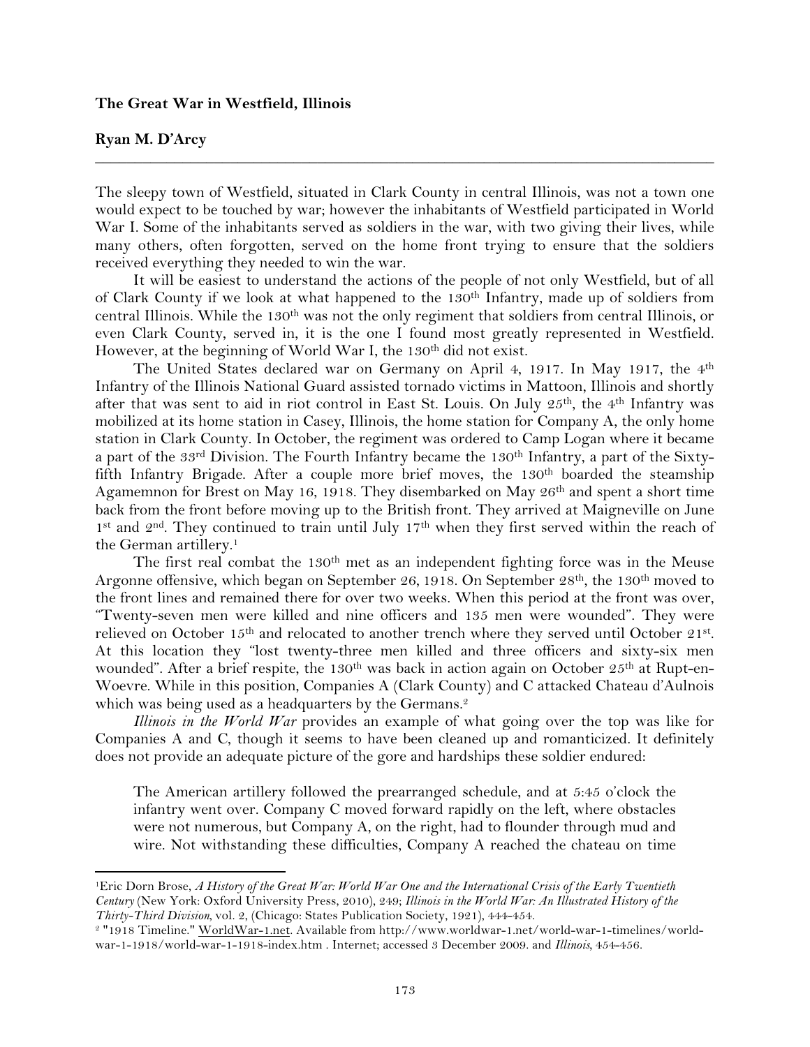**The Great War in Westfield, Illinois**

**Ryan M. D'Arcy**

---

The sleepy town of Westfield, situated in Clark County in central Illinois, was not a town one would expect to be touched by war; however the inhabitants of Westfield participated in World War I. Some of the inhabitants served as soldiers in the war, with two giving their lives, while many others, often forgotten, served on the home front trying to ensure that the soldiers received everything they needed to win the war.

It will be easiest to understand the actions of the people of not only Westfield, but of all of Clark County if we look at what happened to the 130th Infantry, made up of soldiers from central Illinois. While the 130th was not the only regiment that soldiers from central Illinois, or even Clark County, served in, it is the one I found most greatly represented in Westfield. However, at the beginning of World War I, the 130th did not exist.

The United States declared war on Germany on April 4, 1917. In May 1917, the 4th Infantry of the Illinois National Guard assisted tornado victims in Mattoon, Illinois and shortly after that was sent to aid in riot control in East St. Louis. On July 25th, the 4th Infantry was mobilized at its home station in Casey, Illinois, the home station for Company A, the only home station in Clark County. In October, the regiment was ordered to Camp Logan where it became a part of the 33rd Division. The Fourth Infantry became the 130th Infantry, a part of the Sixty-fifth Infantry Brigade. After a couple more brief moves, the 130th boarded the steamship Agamemnon for Brest on May 16, 1918. They disembarked on May 26th and spent a short time back from the front before moving up to the British front. They arrived at Maigneville on June 1st and 2nd. They continued to train until July 17th when they first served within the reach of the German artillery.[1]

The first real combat the 130th met as an independent fighting force was in the Meuse Argonne offensive, which began on September 26, 1918. On September 28th, the 130th moved to the front lines and remained there for over two weeks. When this period at the front was over, "Twenty-seven men were killed and nine officers and 135 men were wounded". They were relieved on October 15th and relocated to another trench where they served until October 21st. At this location they "lost twenty-three men killed and three officers and sixty-six men wounded". After a brief respite, the 130th was back in action again on October 25th at Rupt-en-Woevre. While in this position, Companies A (Clark County) and C attacked Chateau d'Aulnois which was being used as a headquarters by the Germans.[2]

*Illinois in the World War* provides an example of what going over the top was like for Companies A and C, though it seems to have been cleaned up and romanticized. It definitely does not provide an adequate picture of the gore and hardships these soldier endured:

> The American artillery followed the prearranged schedule, and at 5:45 o'clock the infantry went over. Company C moved forward rapidly on the left, where obstacles were not numerous, but Company A, on the right, had to flounder through mud and wire. Not withstanding these difficulties, Company A reached the chateau on time

---

[1] Eric Dorn Brose, *A History of the Great War: World War One and the International Crisis of the Early Twentieth Century* (New York: Oxford University Press, 2010), 249; *Illinois in the World War: An Illustrated History of the Thirty-Third Division*, vol. 2, (Chicago: States Publication Society, 1921), 444-454.

[2] "1918 Timeline." WorldWar-1.net. Available from http://www.worldwar-1.net/world-war-1-timelines/world-war-1-1918/world-war-1-1918-index.htm . Internet; accessed 3 December 2009. and *Illinois*, 454-456.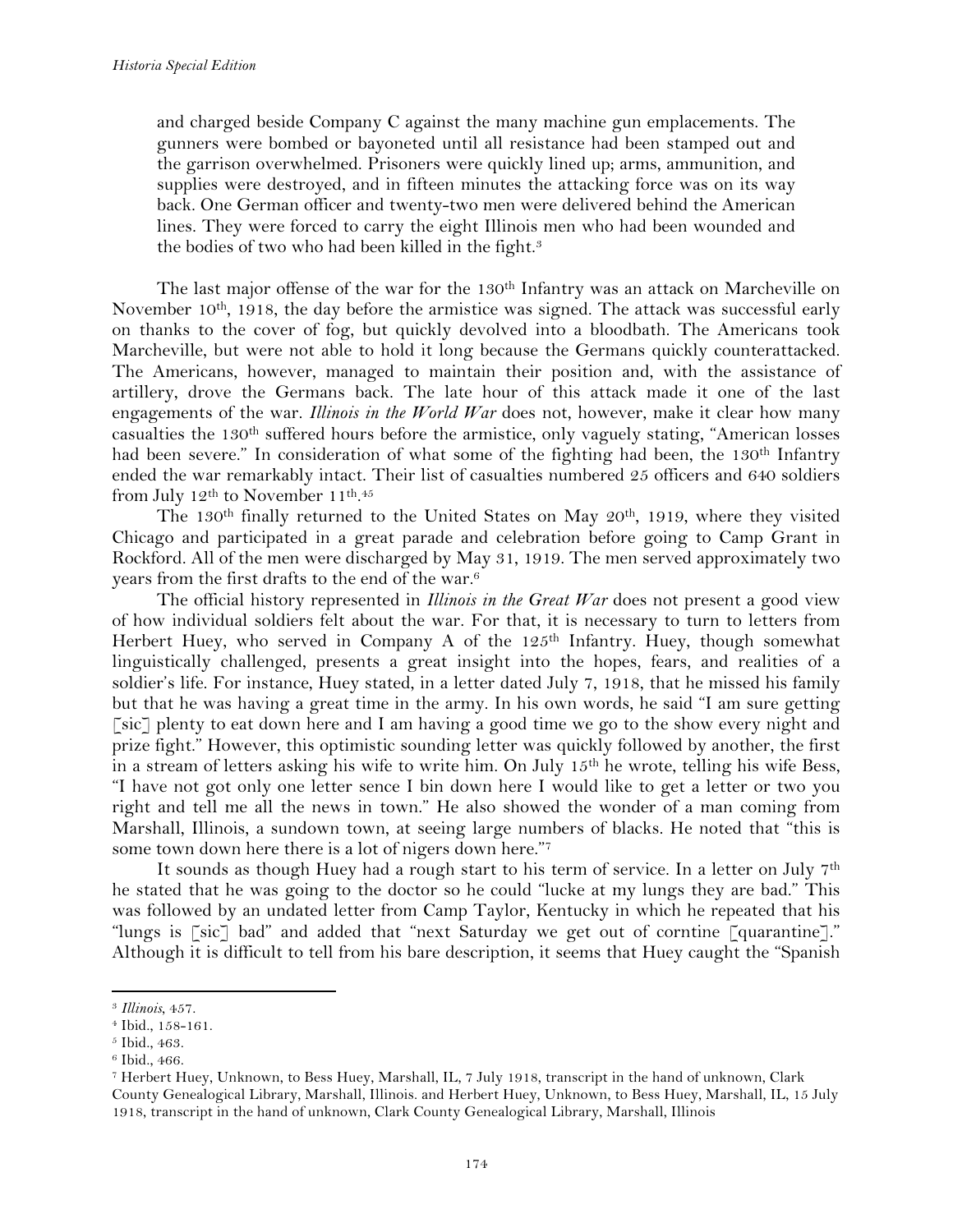and charged beside Company C against the many machine gun emplacements. The gunners were bombed or bayoneted until all resistance had been stamped out and the garrison overwhelmed. Prisoners were quickly lined up; arms, ammunition, and supplies were destroyed, and in fifteen minutes the attacking force was on its way back. One German officer and twenty-two men were delivered behind the American lines. They were forced to carry the eight Illinois men who had been wounded and the bodies of two who had been killed in the fight.[3]

The last major offense of the war for the 130th Infantry was an attack on Marcheville on November 10th, 1918, the day before the armistice was signed. The attack was successful early on thanks to the cover of fog, but quickly devolved into a bloodbath. The Americans took Marcheville, but were not able to hold it long because the Germans quickly counterattacked. The Americans, however, managed to maintain their position and, with the assistance of artillery, drove the Germans back. The late hour of this attack made it one of the last engagements of the war. *Illinois in the World War* does not, however, make it clear how many casualties the 130th suffered hours before the armistice, only vaguely stating, "American losses had been severe." In consideration of what some of the fighting had been, the 130th Infantry ended the war remarkably intact. Their list of casualties numbered 25 officers and 640 soldiers from July 12th to November 11th.[4][5]

The 130th finally returned to the United States on May 20th, 1919, where they visited Chicago and participated in a great parade and celebration before going to Camp Grant in Rockford. All of the men were discharged by May 31, 1919. The men served approximately two years from the first drafts to the end of the war.[6]

The official history represented in *Illinois in the Great War* does not present a good view of how individual soldiers felt about the war. For that, it is necessary to turn to letters from Herbert Huey, who served in Company A of the 125th Infantry. Huey, though somewhat linguistically challenged, presents a great insight into the hopes, fears, and realities of a soldier's life. For instance, Huey stated, in a letter dated July 7, 1918, that he missed his family but that he was having a great time in the army. In his own words, he said "I am sure getting [sic] plenty to eat down here and I am having a good time we go to the show every night and prize fight." However, this optimistic sounding letter was quickly followed by another, the first in a stream of letters asking his wife to write him. On July 15th he wrote, telling his wife Bess, "I have not got only one letter sence I bin down here I would like to get a letter or two you right and tell me all the news in town." He also showed the wonder of a man coming from Marshall, Illinois, a sundown town, at seeing large numbers of blacks. He noted that "this is some town down here there is a lot of nigers down here."[7]

It sounds as though Huey had a rough start to his term of service. In a letter on July 7th he stated that he was going to the doctor so he could "lucke at my lungs they are bad." This was followed by an undated letter from Camp Taylor, Kentucky in which he repeated that his "lungs is [sic] bad" and added that "next Saturday we get out of corntine [quarantine]." Although it is difficult to tell from his bare description, it seems that Huey caught the "Spanish

---

[3] *Illinois*, 457.

[4] Ibid., 158-161.

[5] Ibid., 463.

[6] Ibid., 466.

[7] Herbert Huey, Unknown, to Bess Huey, Marshall, IL, 7 July 1918, transcript in the hand of unknown, Clark County Genealogical Library, Marshall, Illinois. and Herbert Huey, Unknown, to Bess Huey, Marshall, IL, 15 July 1918, transcript in the hand of unknown, Clark County Genealogical Library, Marshall, Illinois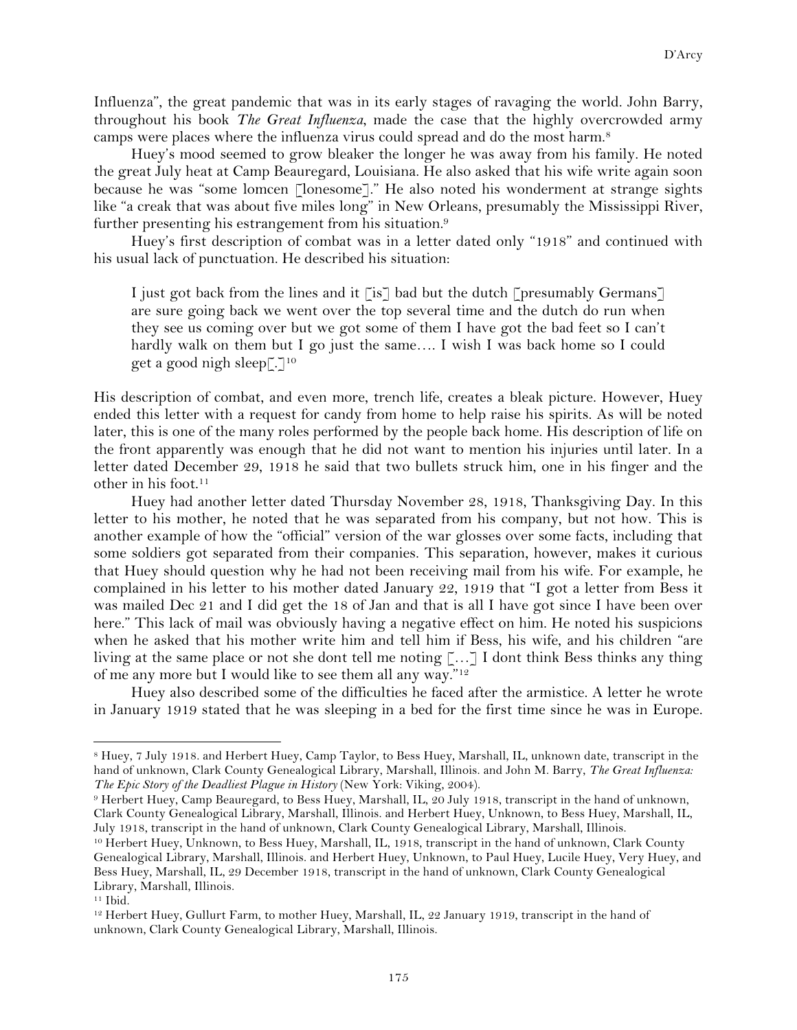Influenza", the great pandemic that was in its early stages of ravaging the world. John Barry, throughout his book *The Great Influenza*, made the case that the highly overcrowded army camps were places where the influenza virus could spread and do the most harm.[8]

Huey's mood seemed to grow bleaker the longer he was away from his family. He noted the great July heat at Camp Beauregard, Louisiana. He also asked that his wife write again soon because he was "some lomcen [lonesome]." He also noted his wonderment at strange sights like "a creak that was about five miles long" in New Orleans, presumably the Mississippi River, further presenting his estrangement from his situation.[9]

Huey's first description of combat was in a letter dated only "1918" and continued with his usual lack of punctuation. He described his situation:

> I just got back from the lines and it [is] bad but the dutch [presumably Germans] are sure going back we went over the top several time and the dutch do run when they see us coming over but we got some of them I have got the bad feet so I can't hardly walk on them but I go just the same…. I wish I was back home so I could get a good nigh sleep[.][10]

His description of combat, and even more, trench life, creates a bleak picture. However, Huey ended this letter with a request for candy from home to help raise his spirits. As will be noted later, this is one of the many roles performed by the people back home. His description of life on the front apparently was enough that he did not want to mention his injuries until later. In a letter dated December 29, 1918 he said that two bullets struck him, one in his finger and the other in his foot.[11]

Huey had another letter dated Thursday November 28, 1918, Thanksgiving Day. In this letter to his mother, he noted that he was separated from his company, but not how. This is another example of how the "official" version of the war glosses over some facts, including that some soldiers got separated from their companies. This separation, however, makes it curious that Huey should question why he had not been receiving mail from his wife. For example, he complained in his letter to his mother dated January 22, 1919 that "I got a letter from Bess it was mailed Dec 21 and I did get the 18 of Jan and that is all I have got since I have been over here." This lack of mail was obviously having a negative effect on him. He noted his suspicions when he asked that his mother write him and tell him if Bess, his wife, and his children "are living at the same place or not she dont tell me noting […] I dont think Bess thinks any thing of me any more but I would like to see them all any way."[12]

Huey also described some of the difficulties he faced after the armistice. A letter he wrote in January 1919 stated that he was sleeping in a bed for the first time since he was in Europe.

---

[8] Huey, 7 July 1918. and Herbert Huey, Camp Taylor, to Bess Huey, Marshall, IL, unknown date, transcript in the hand of unknown, Clark County Genealogical Library, Marshall, Illinois. and John M. Barry, *The Great Influenza: The Epic Story of the Deadliest Plague in History* (New York: Viking, 2004).

[9] Herbert Huey, Camp Beauregard, to Bess Huey, Marshall, IL, 20 July 1918, transcript in the hand of unknown, Clark County Genealogical Library, Marshall, Illinois. and Herbert Huey, Unknown, to Bess Huey, Marshall, IL, July 1918, transcript in the hand of unknown, Clark County Genealogical Library, Marshall, Illinois.

[10] Herbert Huey, Unknown, to Bess Huey, Marshall, IL, 1918, transcript in the hand of unknown, Clark County Genealogical Library, Marshall, Illinois. and Herbert Huey, Unknown, to Paul Huey, Lucile Huey, Very Huey, and Bess Huey, Marshall, IL, 29 December 1918, transcript in the hand of unknown, Clark County Genealogical Library, Marshall, Illinois.

[11] Ibid.

[12] Herbert Huey, Gullurt Farm, to mother Huey, Marshall, IL, 22 January 1919, transcript in the hand of unknown, Clark County Genealogical Library, Marshall, Illinois.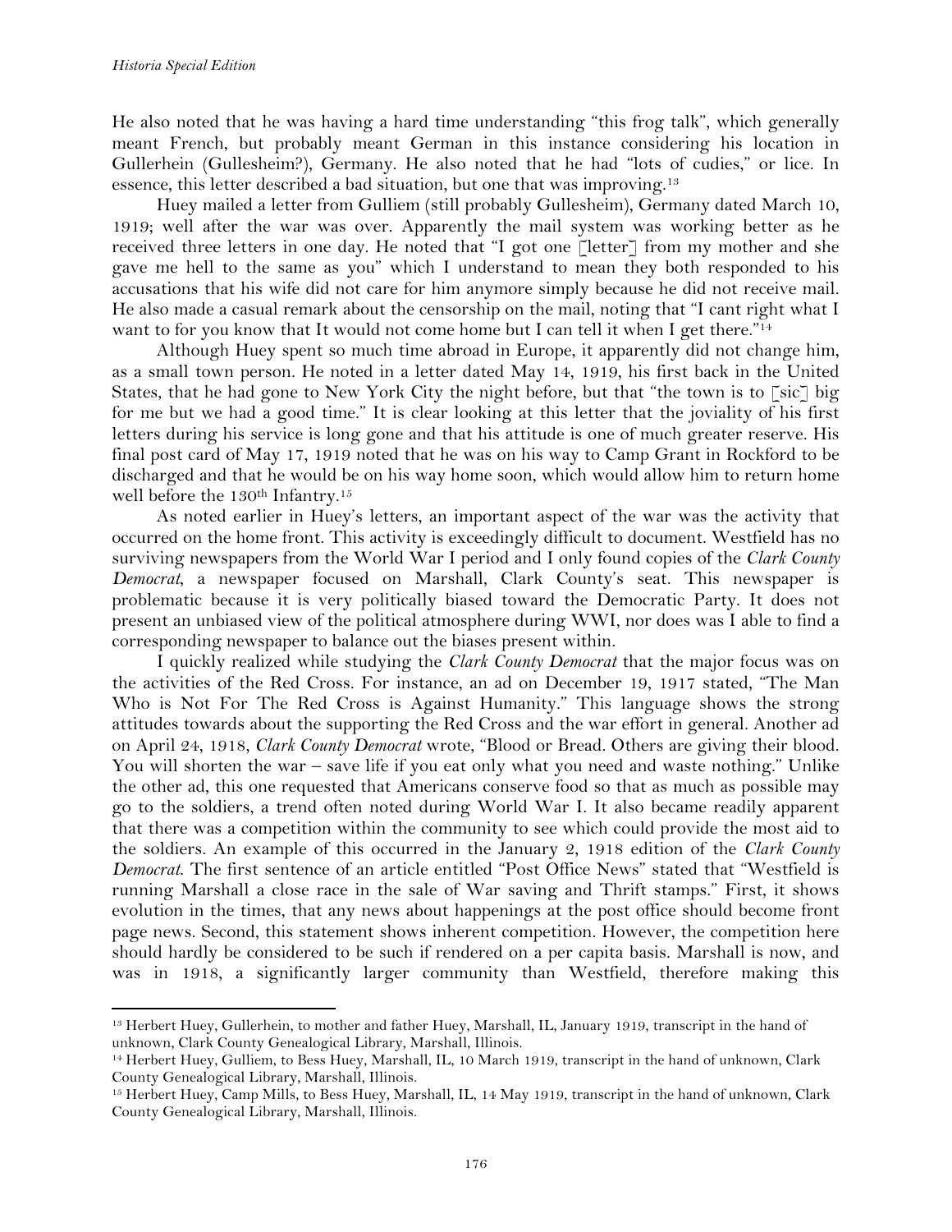He also noted that he was having a hard time understanding "this frog talk", which generally meant French, but probably meant German in this instance considering his location in Gullerhein (Gullesheim?), Germany. He also noted that he had "lots of cudies," or lice. In essence, this letter described a bad situation, but one that was improving.[13]

Huey mailed a letter from Gulliem (still probably Gullesheim), Germany dated March 10, 1919; well after the war was over. Apparently the mail system was working better as he received three letters in one day. He noted that "I got one [letter] from my mother and she gave me hell to the same as you" which I understand to mean they both responded to his accusations that his wife did not care for him anymore simply because he did not receive mail. He also made a casual remark about the censorship on the mail, noting that "I cant right what I want to for you know that It would not come home but I can tell it when I get there."[14]

Although Huey spent so much time abroad in Europe, it apparently did not change him, as a small town person. He noted in a letter dated May 14, 1919, his first back in the United States, that he had gone to New York City the night before, but that "the town is to [sic] big for me but we had a good time." It is clear looking at this letter that the joviality of his first letters during his service is long gone and that his attitude is one of much greater reserve. His final post card of May 17, 1919 noted that he was on his way to Camp Grant in Rockford to be discharged and that he would be on his way home soon, which would allow him to return home well before the 130th Infantry.[15]

As noted earlier in Huey's letters, an important aspect of the war was the activity that occurred on the home front. This activity is exceedingly difficult to document. Westfield has no surviving newspapers from the World War I period and I only found copies of the *Clark County Democrat*, a newspaper focused on Marshall, Clark County's seat. This newspaper is problematic because it is very politically biased toward the Democratic Party. It does not present an unbiased view of the political atmosphere during WWI, nor does was I able to find a corresponding newspaper to balance out the biases present within.

I quickly realized while studying the *Clark County Democrat* that the major focus was on the activities of the Red Cross. For instance, an ad on December 19, 1917 stated, "The Man Who is Not For The Red Cross is Against Humanity." This language shows the strong attitudes towards about the supporting the Red Cross and the war effort in general. Another ad on April 24, 1918, *Clark County Democrat* wrote, "Blood or Bread. Others are giving their blood. You will shorten the war – save life if you eat only what you need and waste nothing." Unlike the other ad, this one requested that Americans conserve food so that as much as possible may go to the soldiers, a trend often noted during World War I. It also became readily apparent that there was a competition within the community to see which could provide the most aid to the soldiers. An example of this occurred in the January 2, 1918 edition of the *Clark County Democrat.* The first sentence of an article entitled "Post Office News" stated that "Westfield is running Marshall a close race in the sale of War saving and Thrift stamps." First, it shows evolution in the times, that any news about happenings at the post office should become front page news. Second, this statement shows inherent competition. However, the competition here should hardly be considered to be such if rendered on a per capita basis. Marshall is now, and was in 1918, a significantly larger community than Westfield, therefore making this

---

[13] Herbert Huey, Gullerhein, to mother and father Huey, Marshall, IL, January 1919, transcript in the hand of unknown, Clark County Genealogical Library, Marshall, Illinois.

[14] Herbert Huey, Gulliem, to Bess Huey, Marshall, IL, 10 March 1919, transcript in the hand of unknown, Clark County Genealogical Library, Marshall, Illinois.

[15] Herbert Huey, Camp Mills, to Bess Huey, Marshall, IL, 14 May 1919, transcript in the hand of unknown, Clark County Genealogical Library, Marshall, Illinois.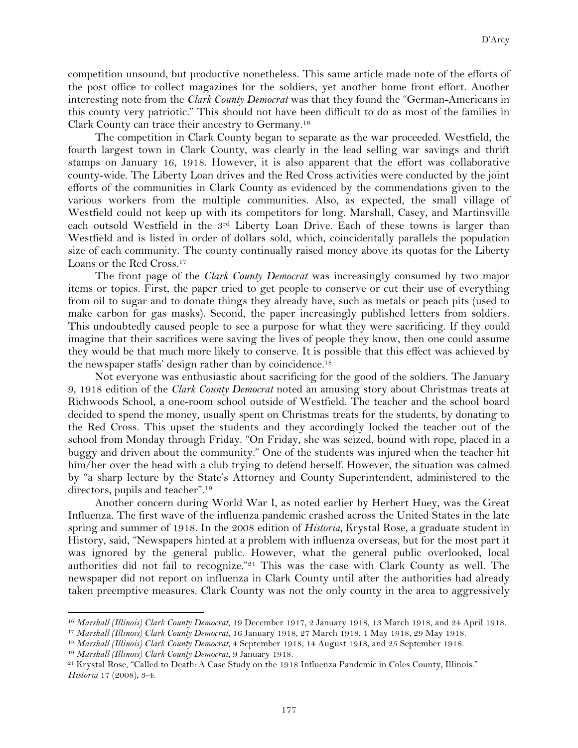competition unsound, but productive nonetheless. This same article made note of the efforts of the post office to collect magazines for the soldiers, yet another home front effort. Another interesting note from the *Clark County Democrat* was that they found the "German-Americans in this county very patriotic." This should not have been difficult to do as most of the families in Clark County can trace their ancestry to Germany.[16]

The competition in Clark County began to separate as the war proceeded. Westfield, the fourth largest town in Clark County, was clearly in the lead selling war savings and thrift stamps on January 16, 1918. However, it is also apparent that the effort was collaborative county-wide. The Liberty Loan drives and the Red Cross activities were conducted by the joint efforts of the communities in Clark County as evidenced by the commendations given to the various workers from the multiple communities. Also, as expected, the small village of Westfield could not keep up with its competitors for long. Marshall, Casey, and Martinsville each outsold Westfield in the 3rd Liberty Loan Drive. Each of these towns is larger than Westfield and is listed in order of dollars sold, which, coincidentally parallels the population size of each community. The county continually raised money above its quotas for the Liberty Loans or the Red Cross.[17]

The front page of the *Clark County Democrat* was increasingly consumed by two major items or topics. First, the paper tried to get people to conserve or cut their use of everything from oil to sugar and to donate things they already have, such as metals or peach pits (used to make carbon for gas masks). Second, the paper increasingly published letters from soldiers. This undoubtedly caused people to see a purpose for what they were sacrificing. If they could imagine that their sacrifices were saving the lives of people they know, then one could assume they would be that much more likely to conserve. It is possible that this effect was achieved by the newspaper staffs' design rather than by coincidence.[18]

Not everyone was enthusiastic about sacrificing for the good of the soldiers. The January 9, 1918 edition of the *Clark County Democrat* noted an amusing story about Christmas treats at Richwoods School, a one-room school outside of Westfield. The teacher and the school board decided to spend the money, usually spent on Christmas treats for the students, by donating to the Red Cross. This upset the students and they accordingly locked the teacher out of the school from Monday through Friday. "On Friday, she was seized, bound with rope, placed in a buggy and driven about the community." One of the students was injured when the teacher hit him/her over the head with a club trying to defend herself. However, the situation was calmed by "a sharp lecture by the State's Attorney and County Superintendent, administered to the directors, pupils and teacher".[19]

Another concern during World War I, as noted earlier by Herbert Huey, was the Great Influenza. The first wave of the influenza pandemic crashed across the United States in the late spring and summer of 1918. In the 2008 edition of *Historia*, Krystal Rose, a graduate student in History, said, "Newspapers hinted at a problem with influenza overseas, but for the most part it was ignored by the general public. However, what the general public overlooked, local authorities did not fail to recognize."[21] This was the case with Clark County as well. The newspaper did not report on influenza in Clark County until after the authorities had already taken preemptive measures. Clark County was not the only county in the area to aggressively

---

[16] *Marshall (Illinois) Clark County Democrat*, 19 December 1917, 2 January 1918, 13 March 1918, and 24 April 1918.

[17] *Marshall (Illinois) Clark County Democrat*, 16 January 1918, 27 March 1918, 1 May 1918, 29 May 1918.

[18] *Marshall (Illinois) Clark County Democrat*, 4 September 1918, 14 August 1918, and 25 September 1918.

[19] *Marshall (Illinois) Clark County Democrat*, 9 January 1918.

[21] Krystal Rose, "Called to Death: A Case Study on the 1918 Influenza Pandemic in Coles County, Illinois." *Historia* 17 (2008), 3-4.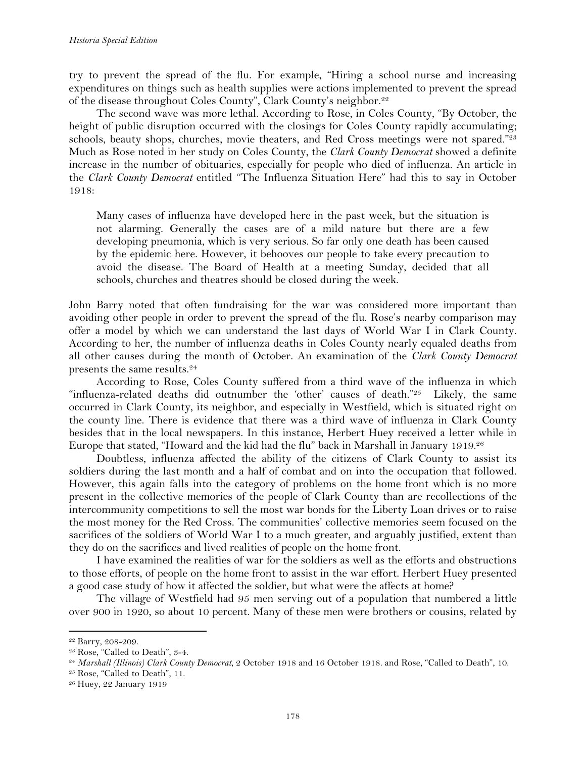try to prevent the spread of the flu. For example, "Hiring a school nurse and increasing expenditures on things such as health supplies were actions implemented to prevent the spread of the disease throughout Coles County", Clark County's neighbor.[22]

The second wave was more lethal. According to Rose, in Coles County, "By October, the height of public disruption occurred with the closings for Coles County rapidly accumulating; schools, beauty shops, churches, movie theaters, and Red Cross meetings were not spared."[23] Much as Rose noted in her study on Coles County, the *Clark County Democrat* showed a definite increase in the number of obituaries, especially for people who died of influenza. An article in the *Clark County Democrat* entitled "The Influenza Situation Here" had this to say in October 1918:

> Many cases of influenza have developed here in the past week, but the situation is not alarming. Generally the cases are of a mild nature but there are a few developing pneumonia, which is very serious. So far only one death has been caused by the epidemic here. However, it behooves our people to take every precaution to avoid the disease. The Board of Health at a meeting Sunday, decided that all schools, churches and theatres should be closed during the week.

John Barry noted that often fundraising for the war was considered more important than avoiding other people in order to prevent the spread of the flu. Rose's nearby comparison may offer a model by which we can understand the last days of World War I in Clark County. According to her, the number of influenza deaths in Coles County nearly equaled deaths from all other causes during the month of October. An examination of the *Clark County Democrat* presents the same results.[24]

According to Rose, Coles County suffered from a third wave of the influenza in which "influenza-related deaths did outnumber the 'other' causes of death."[25] Likely, the same occurred in Clark County, its neighbor, and especially in Westfield, which is situated right on the county line. There is evidence that there was a third wave of influenza in Clark County besides that in the local newspapers. In this instance, Herbert Huey received a letter while in Europe that stated, "Howard and the kid had the flu" back in Marshall in January 1919.[26]

Doubtless, influenza affected the ability of the citizens of Clark County to assist its soldiers during the last month and a half of combat and on into the occupation that followed. However, this again falls into the category of problems on the home front which is no more present in the collective memories of the people of Clark County than are recollections of the intercommunity competitions to sell the most war bonds for the Liberty Loan drives or to raise the most money for the Red Cross. The communities' collective memories seem focused on the sacrifices of the soldiers of World War I to a much greater, and arguably justified, extent than they do on the sacrifices and lived realities of people on the home front.

I have examined the realities of war for the soldiers as well as the efforts and obstructions to those efforts, of people on the home front to assist in the war effort. Herbert Huey presented a good case study of how it affected the soldier, but what were the affects at home?

The village of Westfield had 95 men serving out of a population that numbered a little over 900 in 1920, so about 10 percent. Many of these men were brothers or cousins, related by

---

[22] Barry, 208-209.

[23] Rose, "Called to Death", 3-4.

[24] *Marshall (Illinois) Clark County Democrat*, 2 October 1918 and 16 October 1918. and Rose, "Called to Death", 10.

[25] Rose, "Called to Death", 11.

[26] Huey, 22 January 1919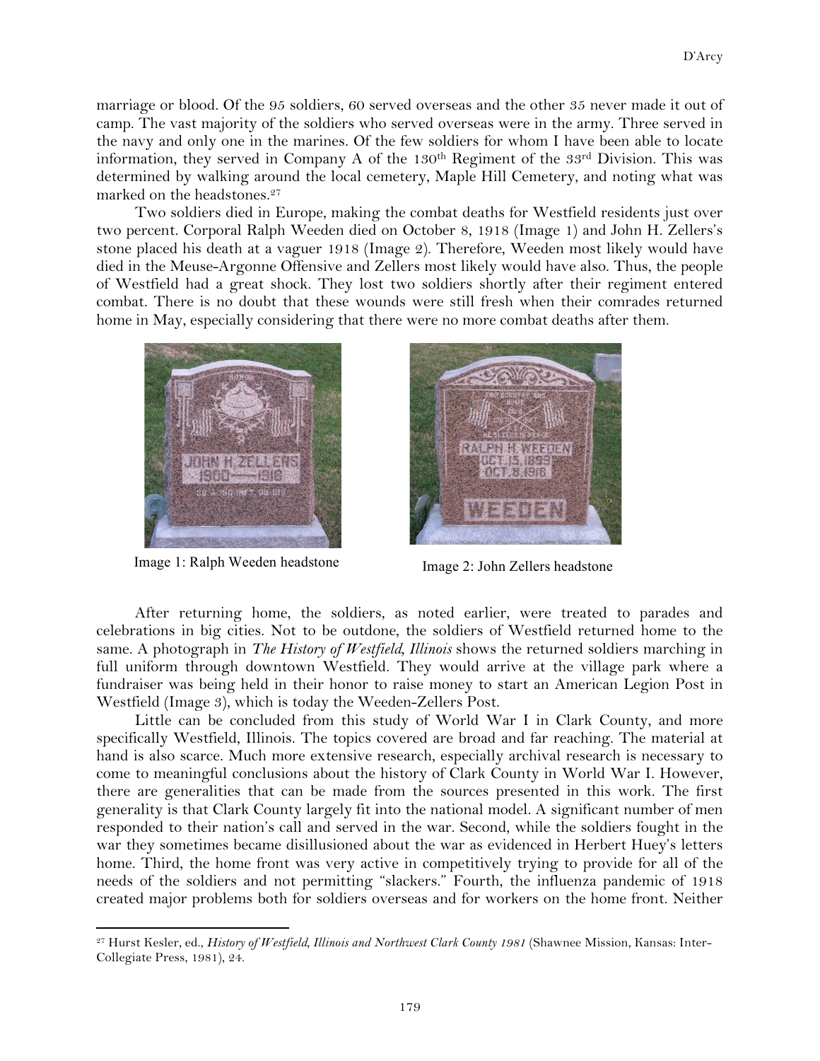marriage or blood. Of the 95 soldiers, 60 served overseas and the other 35 never made it out of camp. The vast majority of the soldiers who served overseas were in the army. Three served in the navy and only one in the marines. Of the few soldiers for whom I have been able to locate information, they served in Company A of the 130th Regiment of the 33rd Division. This was determined by walking around the local cemetery, Maple Hill Cemetery, and noting what was marked on the headstones.[27]

Two soldiers died in Europe, making the combat deaths for Westfield residents just over two percent. Corporal Ralph Weeden died on October 8, 1918 (Image 1) and John H. Zellers's stone placed his death at a vaguer 1918 (Image 2). Therefore, Weeden most likely would have died in the Meuse-Argonne Offensive and Zellers most likely would have also. Thus, the people of Westfield had a great shock. They lost two soldiers shortly after their regiment entered combat. There is no doubt that these wounds were still fresh when their comrades returned home in May, especially considering that there were no more combat deaths after them.

Image 1: Ralph Weeden headstone

Image 2: John Zellers headstone

After returning home, the soldiers, as noted earlier, were treated to parades and celebrations in big cities. Not to be outdone, the soldiers of Westfield returned home to the same. A photograph in *The History of Westfield, Illinois* shows the returned soldiers marching in full uniform through downtown Westfield. They would arrive at the village park where a fundraiser was being held in their honor to raise money to start an American Legion Post in Westfield (Image 3), which is today the Weeden-Zellers Post.

Little can be concluded from this study of World War I in Clark County, and more specifically Westfield, Illinois. The topics covered are broad and far reaching. The material at hand is also scarce. Much more extensive research, especially archival research is necessary to come to meaningful conclusions about the history of Clark County in World War I. However, there are generalities that can be made from the sources presented in this work. The first generality is that Clark County largely fit into the national model. A significant number of men responded to their nation's call and served in the war. Second, while the soldiers fought in the war they sometimes became disillusioned about the war as evidenced in Herbert Huey's letters home. Third, the home front was very active in competitively trying to provide for all of the needs of the soldiers and not permitting "slackers." Fourth, the influenza pandemic of 1918 created major problems both for soldiers overseas and for workers on the home front. Neither

[27] Hurst Kesler, ed., *History of Westfield, Illinois and Northwest Clark County 1981* (Shawnee Mission, Kansas: Inter-Collegiate Press, 1981), 24.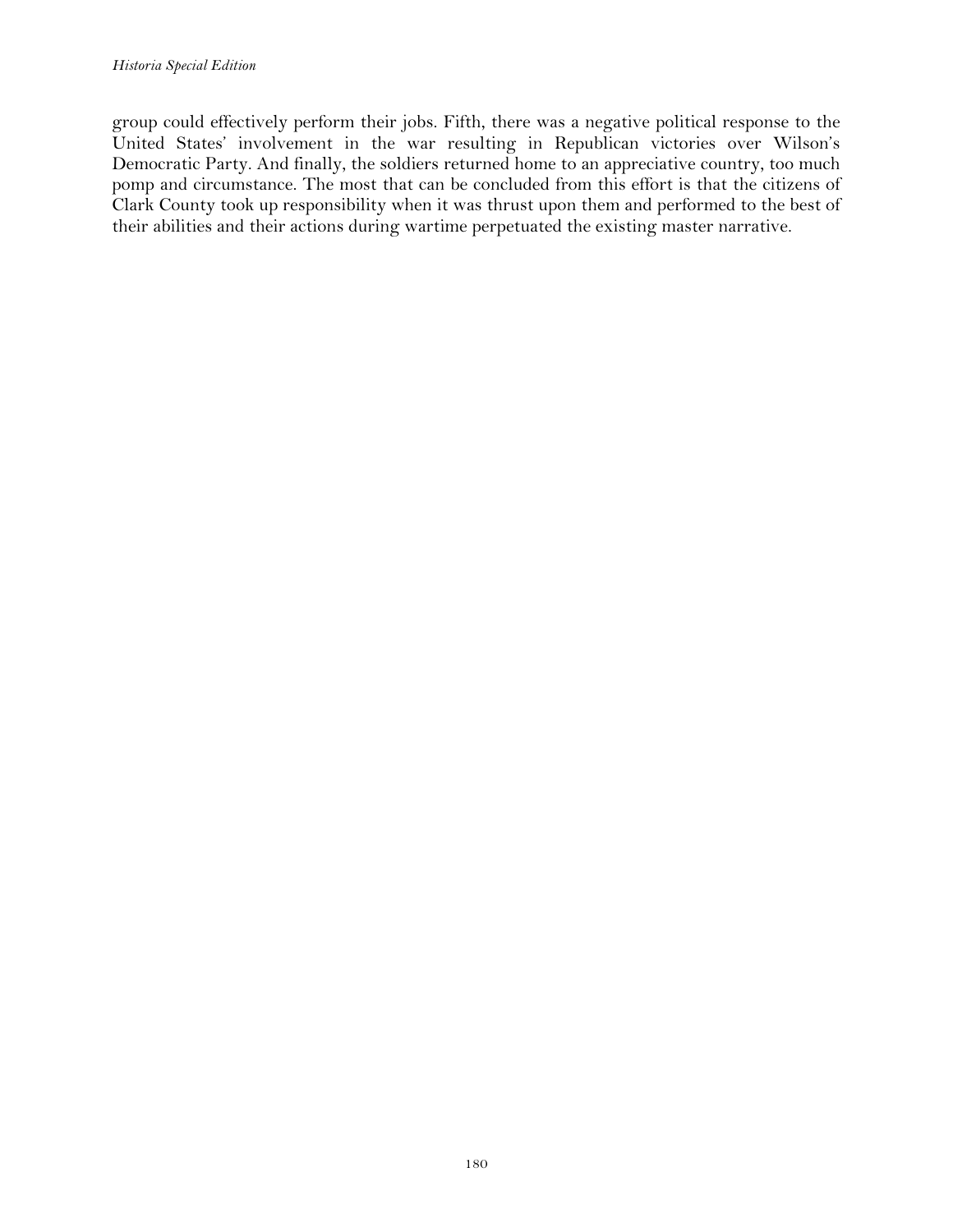group could effectively perform their jobs. Fifth, there was a negative political response to the United States' involvement in the war resulting in Republican victories over Wilson's Democratic Party. And finally, the soldiers returned home to an appreciative country, too much pomp and circumstance. The most that can be concluded from this effort is that the citizens of Clark County took up responsibility when it was thrust upon them and performed to the best of their abilities and their actions during wartime perpetuated the existing master narrative.